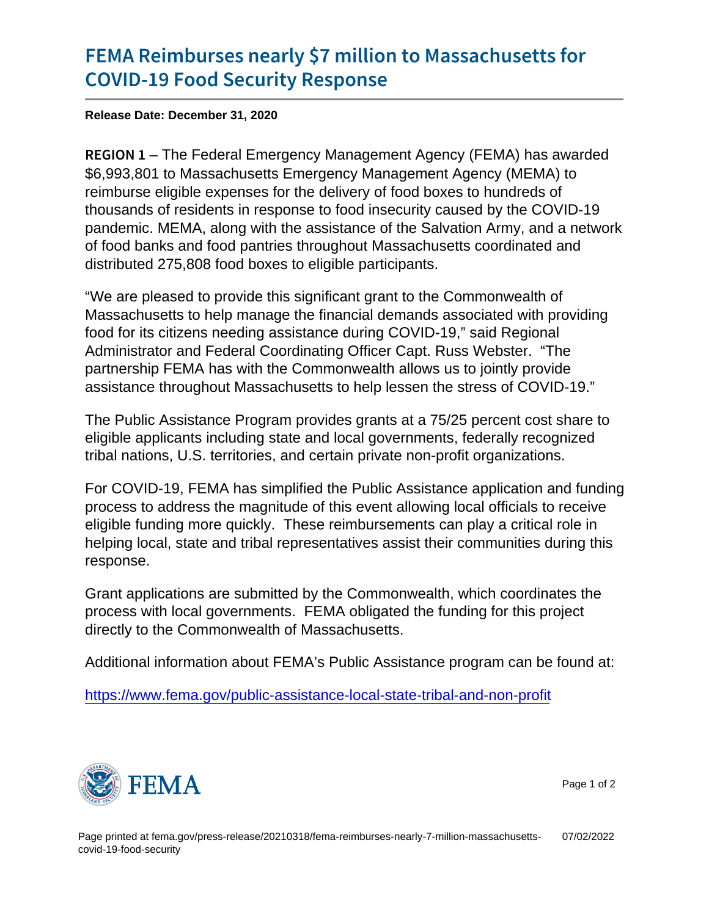# FEMA Reimburses nearly $7 million to Massachusetts for COVID-19 Food Security Response

**Release Date: December 31, 2020**

**REGION 1** – The Federal Emergency Management Agency (FEMA) has awarded $6,993,801 to Massachusetts Emergency Management Agency (MEMA) to reimburse eligible expenses for the delivery of food boxes to hundreds of thousands of residents in response to food insecurity caused by the COVID-19 pandemic. MEMA, along with the assistance of the Salvation Army, and a network of food banks and food pantries throughout Massachusetts coordinated and distributed 275,808 food boxes to eligible participants.

"We are pleased to provide this significant grant to the Commonwealth of Massachusetts to help manage the financial demands associated with providing food for its citizens needing assistance during COVID-19," said Regional Administrator and Federal Coordinating Officer Capt. Russ Webster. "The partnership FEMA has with the Commonwealth allows us to jointly provide assistance throughout Massachusetts to help lessen the stress of COVID-19."

The Public Assistance Program provides grants at a 75/25 percent cost share to eligible applicants including state and local governments, federally recognized tribal nations, U.S. territories, and certain private non-profit organizations.

For COVID-19, FEMA has simplified the Public Assistance application and funding process to address the magnitude of this event allowing local officials to receive eligible funding more quickly. These reimbursements can play a critical role in helping local, state and tribal representatives assist their communities during this response.

Grant applications are submitted by the Commonwealth, which coordinates the process with local governments. FEMA obligated the funding for this project directly to the Commonwealth of Massachusetts.

Additional information about FEMA's Public Assistance program can be found at:

https://www.fema.gov/public-assistance-local-state-tribal-and-non-profit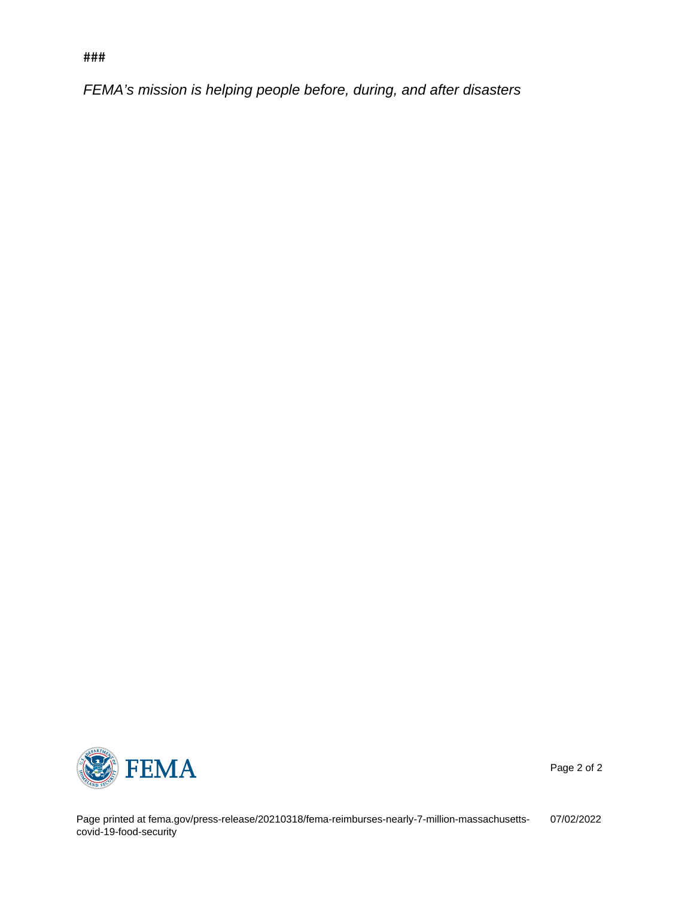###

*FEMA's mission is helping people before, during, and after disasters*